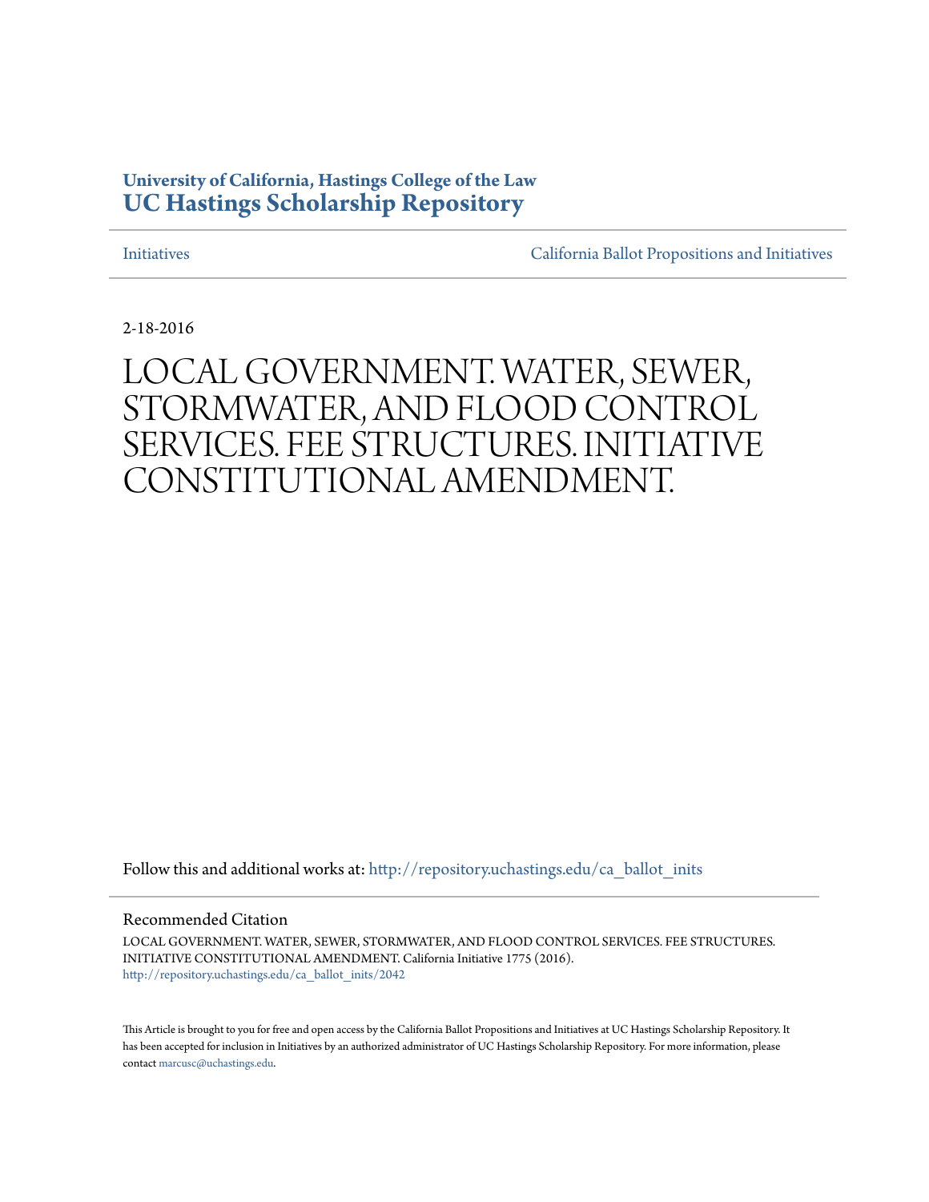**University of California, Hastings College of the Law**
**UC Hastings Scholarship Repository**

Initiatives | California Ballot Propositions and Initiatives

2-18-2016

# LOCAL GOVERNMENT. WATER, SEWER, STORMWATER, AND FLOOD CONTROL SERVICES. FEE STRUCTURES. INITIATIVE CONSTITUTIONAL AMENDMENT.

Follow this and additional works at: http://repository.uchastings.edu/ca_ballot_inits

## Recommended Citation

LOCAL GOVERNMENT. WATER, SEWER, STORMWATER, AND FLOOD CONTROL SERVICES. FEE STRUCTURES. INITIATIVE CONSTITUTIONAL AMENDMENT. California Initiative 1775 (2016).
http://repository.uchastings.edu/ca_ballot_inits/2042

This Article is brought to you for free and open access by the California Ballot Propositions and Initiatives at UC Hastings Scholarship Repository. It has been accepted for inclusion in Initiatives by an authorized administrator of UC Hastings Scholarship Repository. For more information, please contact marcusc@uchastings.edu.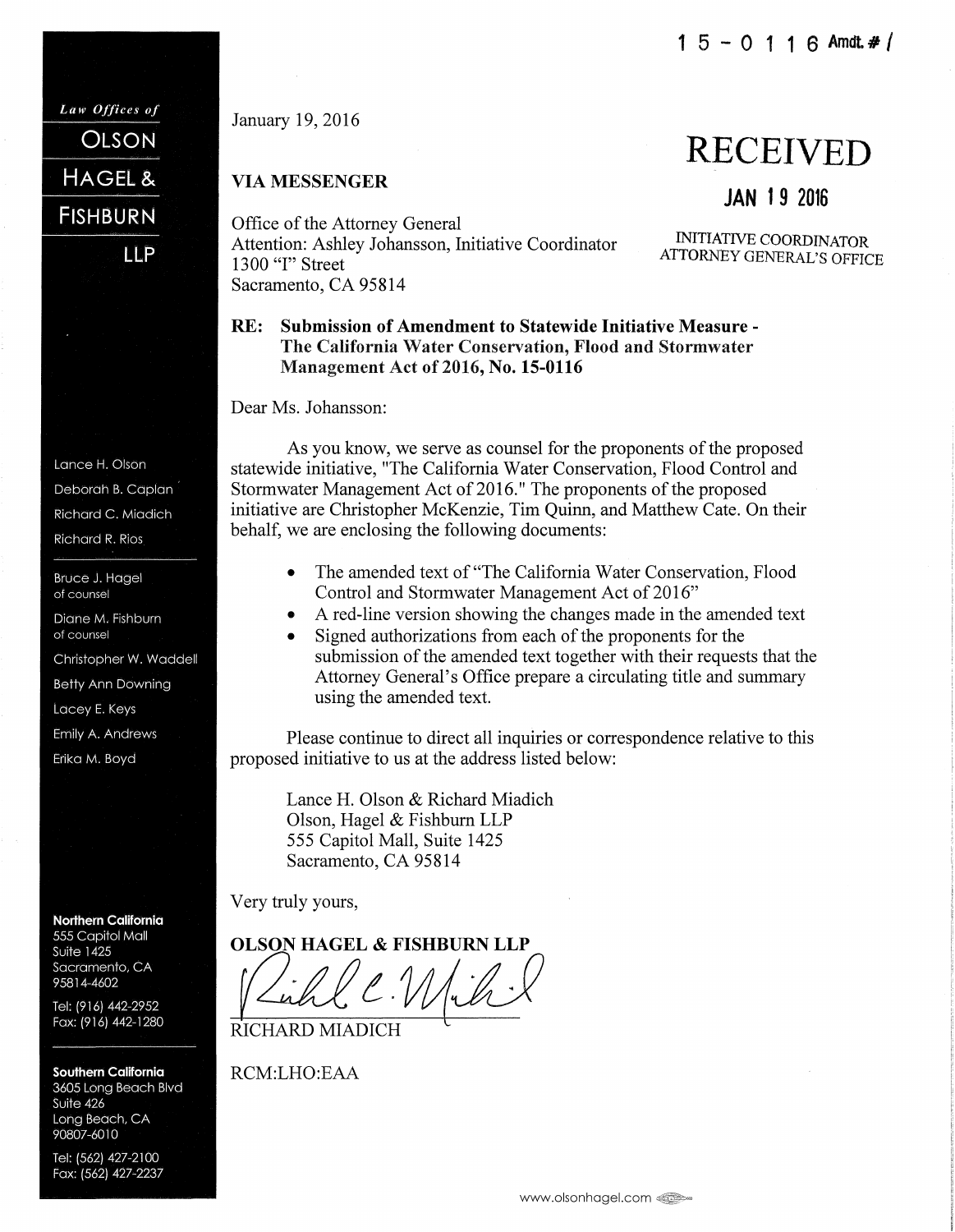15-0116 Amdt. # 1

**Law Offices of**

**OLSON HAGEL & FISHBURN LLP**

Lance H. Olson
Deborah B. Caplan
Richard C. Miadich
Richard R. Rios

Bruce J. Hagel
of counsel

Diane M. Fishburn
of counsel

Christopher W. Waddell
Betty Ann Downing
Lacey E. Keys
Emily A. Andrews
Erika M. Boyd

**Northern California**
555 Capitol Mall
Suite 1425
Sacramento, CA
95814-4602

Tel: (916) 442-2952
Fax: (916) 442-1280

**Southern California**
3605 Long Beach Blvd
Suite 426
Long Beach, CA
90807-6010

Tel: (562) 427-2100
Fax: (562) 427-2237

January 19, 2016

RECEIVED
JAN 19 2016
INITIATIVE COORDINATOR
ATTORNEY GENERAL'S OFFICE

**VIA MESSENGER**

Office of the Attorney General
Attention: Ashley Johansson, Initiative Coordinator
1300 "I" Street
Sacramento, CA 95814

**RE: Submission of Amendment to Statewide Initiative Measure - The California Water Conservation, Flood and Stormwater Management Act of 2016, No. 15-0116**

Dear Ms. Johansson:

As you know, we serve as counsel for the proponents of the proposed statewide initiative, "The California Water Conservation, Flood Control and Stormwater Management Act of 2016." The proponents of the proposed initiative are Christopher McKenzie, Tim Quinn, and Matthew Cate. On their behalf, we are enclosing the following documents:

- The amended text of "The California Water Conservation, Flood Control and Stormwater Management Act of 2016"
- A red-line version showing the changes made in the amended text
- Signed authorizations from each of the proponents for the submission of the amended text together with their requests that the Attorney General's Office prepare a circulating title and summary using the amended text.

Please continue to direct all inquiries or correspondence relative to this proposed initiative to us at the address listed below:

Lance H. Olson & Richard Miadich
Olson, Hagel & Fishburn LLP
555 Capitol Mall, Suite 1425
Sacramento, CA 95814

Very truly yours,

**OLSON HAGEL & FISHBURN LLP**

RICHARD MIADICH

RCM:LHO:EAA

www.olsonhagel.com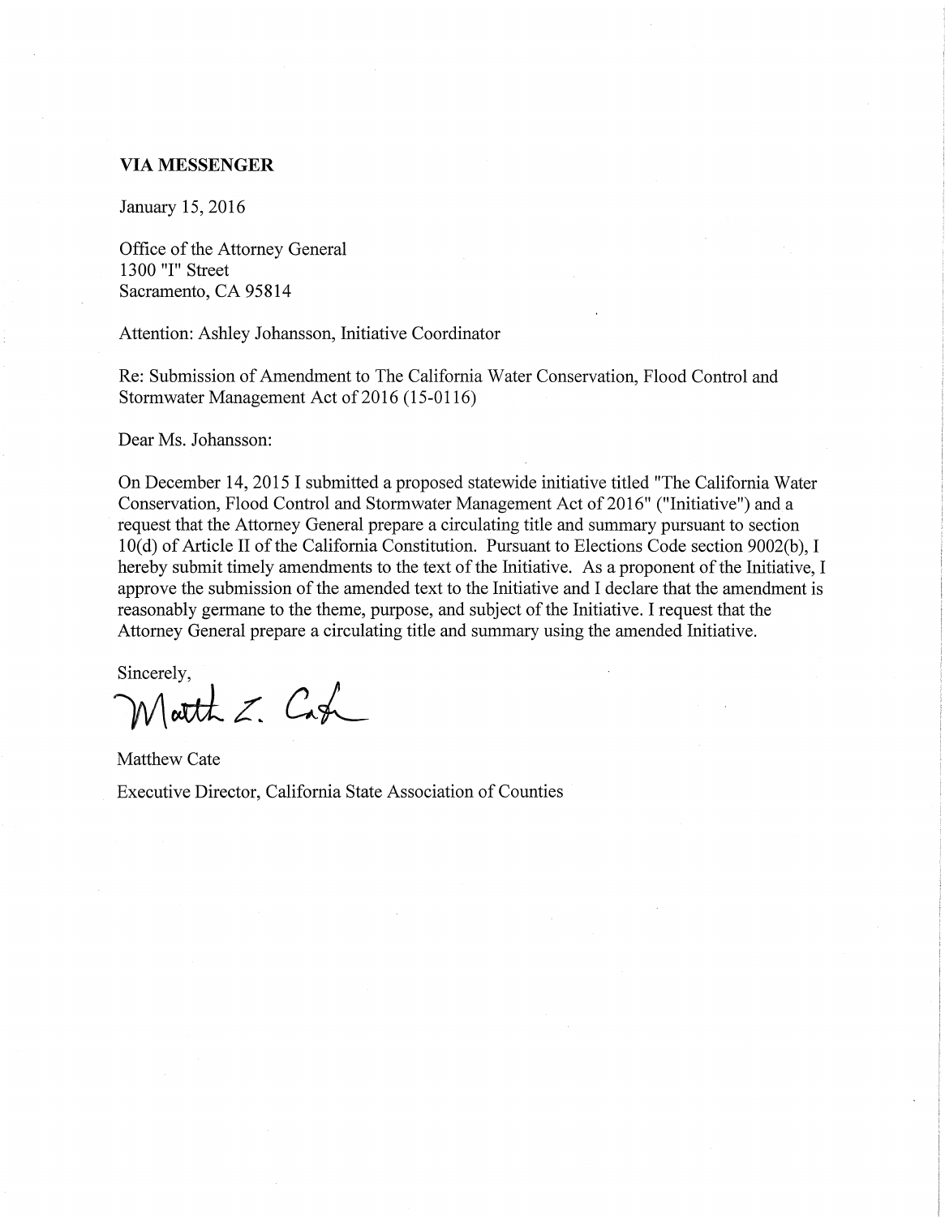**VIA MESSENGER**

January 15, 2016

Office of the Attorney General
1300 "I" Street
Sacramento, CA 95814

Attention: Ashley Johansson, Initiative Coordinator

Re: Submission of Amendment to The California Water Conservation, Flood Control and Stormwater Management Act of 2016 (15-0116)

Dear Ms. Johansson:

On December 14, 2015 I submitted a proposed statewide initiative titled "The California Water Conservation, Flood Control and Stormwater Management Act of 2016" ("Initiative") and a request that the Attorney General prepare a circulating title and summary pursuant to section 10(d) of Article II of the California Constitution. Pursuant to Elections Code section 9002(b), I hereby submit timely amendments to the text of the Initiative. As a proponent of the Initiative, I approve the submission of the amended text to the Initiative and I declare that the amendment is reasonably germane to the theme, purpose, and subject of the Initiative. I request that the Attorney General prepare a circulating title and summary using the amended Initiative.

Sincerely,

Matthew Cate

Executive Director, California State Association of Counties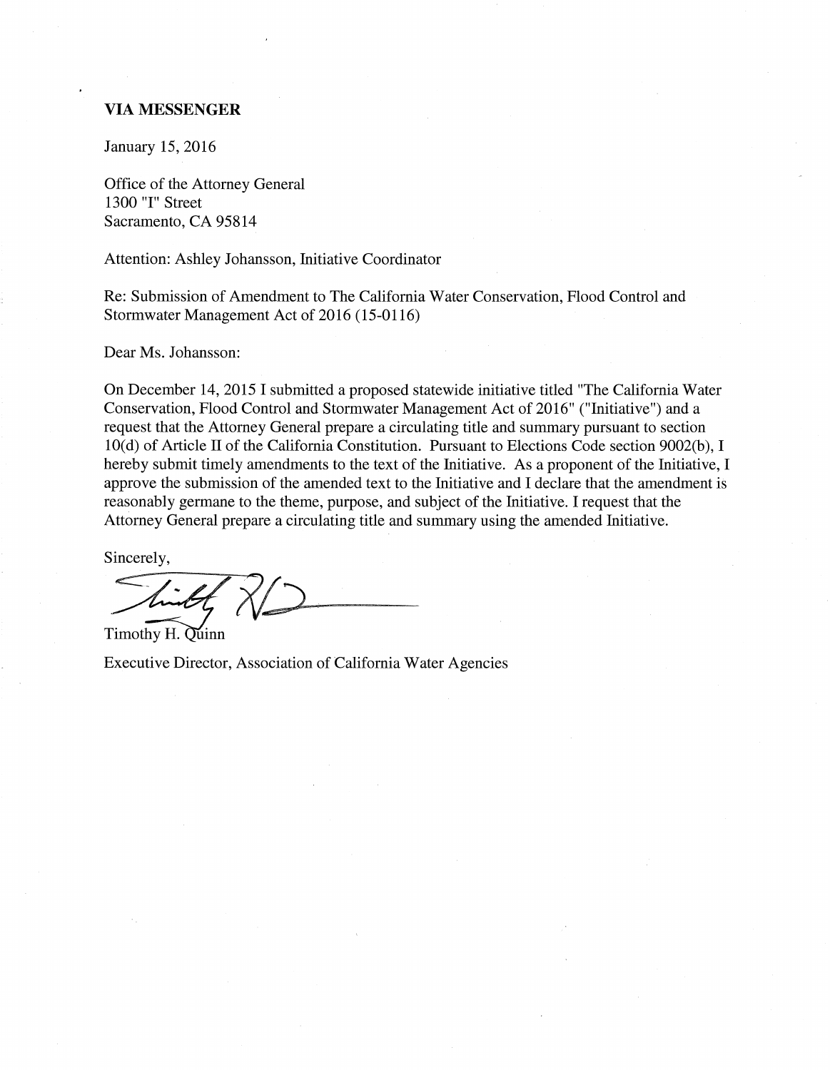**VIA MESSENGER**

January 15, 2016

Office of the Attorney General
1300 "I" Street
Sacramento, CA 95814

Attention: Ashley Johansson, Initiative Coordinator

Re: Submission of Amendment to The California Water Conservation, Flood Control and Stormwater Management Act of 2016 (15-0116)

Dear Ms. Johansson:

On December 14, 2015 I submitted a proposed statewide initiative titled "The California Water Conservation, Flood Control and Stormwater Management Act of 2016" ("Initiative") and a request that the Attorney General prepare a circulating title and summary pursuant to section 10(d) of Article II of the California Constitution. Pursuant to Elections Code section 9002(b), I hereby submit timely amendments to the text of the Initiative. As a proponent of the Initiative, I approve the submission of the amended text to the Initiative and I declare that the amendment is reasonably germane to the theme, purpose, and subject of the Initiative. I request that the Attorney General prepare a circulating title and summary using the amended Initiative.

Sincerely,

Timothy H. Quinn

Executive Director, Association of California Water Agencies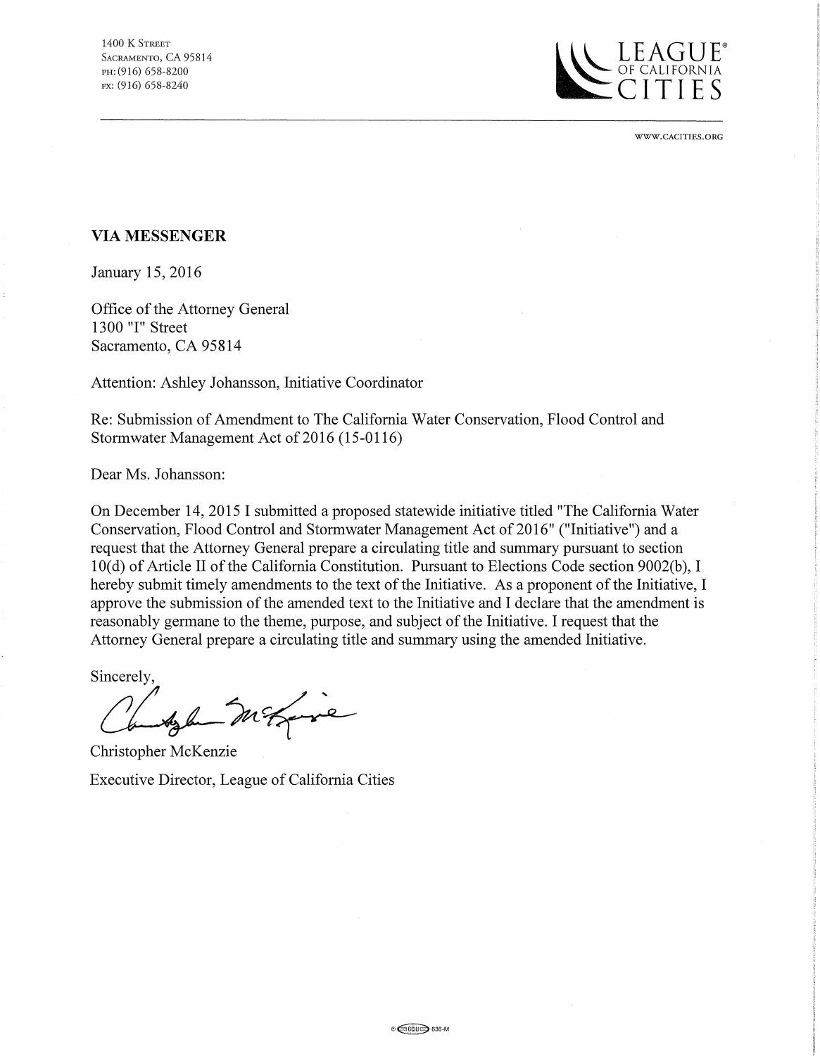1400 K Street
Sacramento, CA 95814
PH: (916) 658-8200
FX: (916) 658-8240

LEAGUE® OF CALIFORNIA CITIES

WWW.CACITIES.ORG

**VIA MESSENGER**

January 15, 2016

Office of the Attorney General
1300 "I" Street
Sacramento, CA 95814

Attention: Ashley Johansson, Initiative Coordinator

Re: Submission of Amendment to The California Water Conservation, Flood Control and Stormwater Management Act of 2016 (15-0116)

Dear Ms. Johansson:

On December 14, 2015 I submitted a proposed statewide initiative titled "The California Water Conservation, Flood Control and Stormwater Management Act of 2016" ("Initiative") and a request that the Attorney General prepare a circulating title and summary pursuant to section 10(d) of Article II of the California Constitution. Pursuant to Elections Code section 9002(b), I hereby submit timely amendments to the text of the Initiative. As a proponent of the Initiative, I approve the submission of the amended text to the Initiative and I declare that the amendment is reasonably germane to the theme, purpose, and subject of the Initiative. I request that the Attorney General prepare a circulating title and summary using the amended Initiative.

Sincerely,

Christopher McKenzie
Executive Director, League of California Cities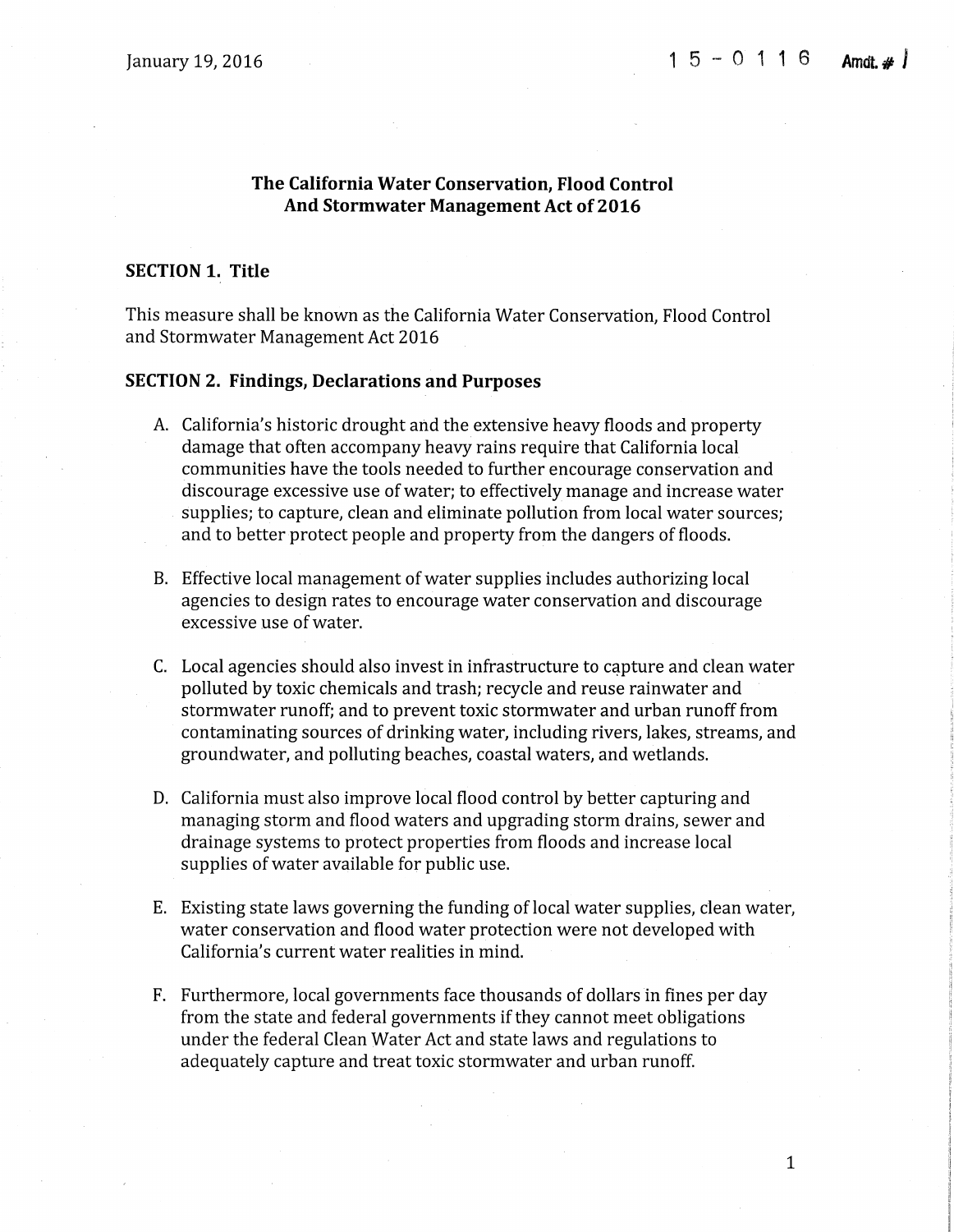January 19, 2016

15-0116 Amdt. # 1

# The California Water Conservation, Flood Control And Stormwater Management Act of 2016

## SECTION 1. Title

This measure shall be known as the California Water Conservation, Flood Control and Stormwater Management Act 2016

## SECTION 2. Findings, Declarations and Purposes

A. California's historic drought and the extensive heavy floods and property damage that often accompany heavy rains require that California local communities have the tools needed to further encourage conservation and discourage excessive use of water; to effectively manage and increase water supplies; to capture, clean and eliminate pollution from local water sources; and to better protect people and property from the dangers of floods.

B. Effective local management of water supplies includes authorizing local agencies to design rates to encourage water conservation and discourage excessive use of water.

C. Local agencies should also invest in infrastructure to capture and clean water polluted by toxic chemicals and trash; recycle and reuse rainwater and stormwater runoff; and to prevent toxic stormwater and urban runoff from contaminating sources of drinking water, including rivers, lakes, streams, and groundwater, and polluting beaches, coastal waters, and wetlands.

D. California must also improve local flood control by better capturing and managing storm and flood waters and upgrading storm drains, sewer and drainage systems to protect properties from floods and increase local supplies of water available for public use.

E. Existing state laws governing the funding of local water supplies, clean water, water conservation and flood water protection were not developed with California's current water realities in mind.

F. Furthermore, local governments face thousands of dollars in fines per day from the state and federal governments if they cannot meet obligations under the federal Clean Water Act and state laws and regulations to adequately capture and treat toxic stormwater and urban runoff.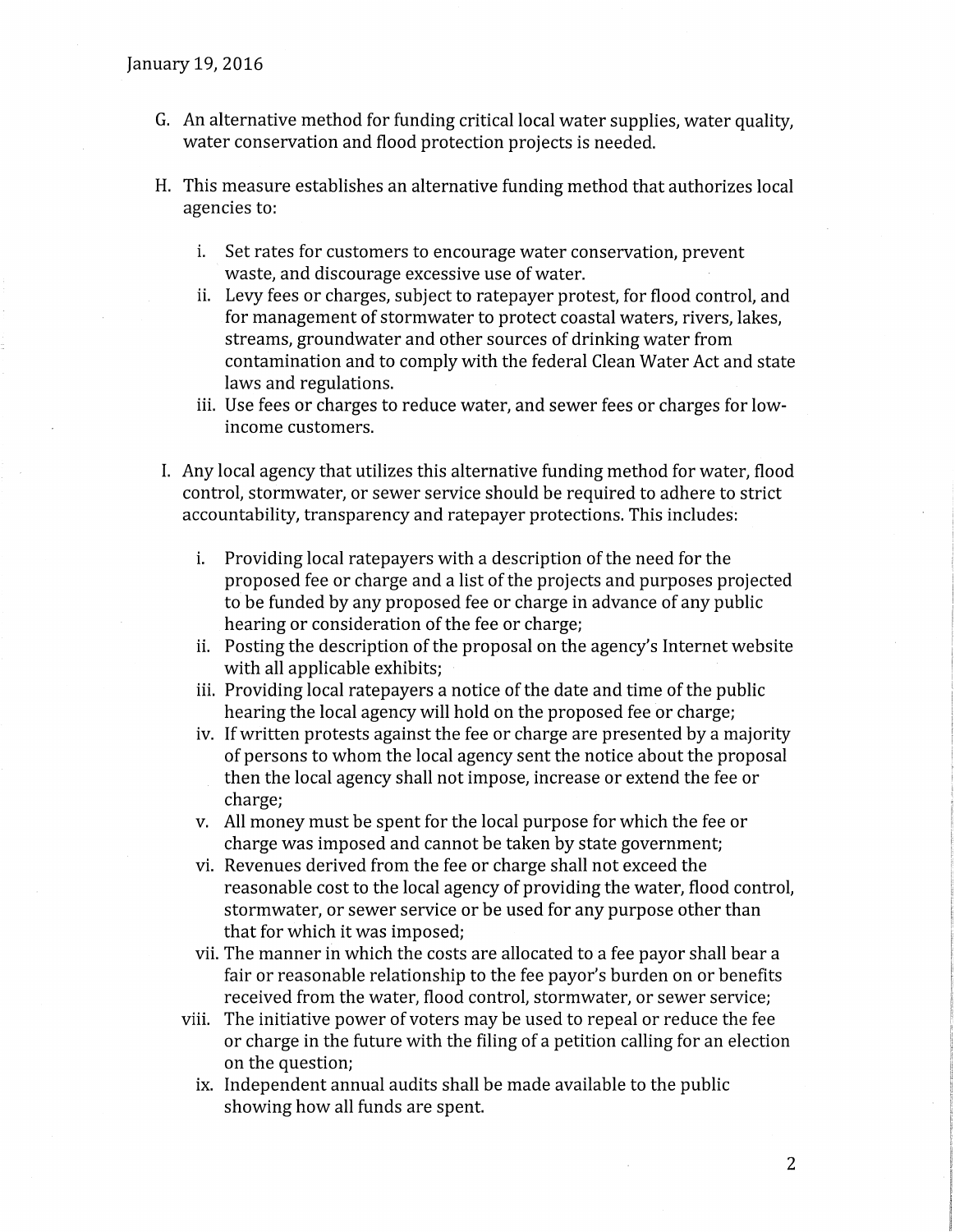January 19, 2016

G. An alternative method for funding critical local water supplies, water quality, water conservation and flood protection projects is needed.

H. This measure establishes an alternative funding method that authorizes local agencies to:

   i. Set rates for customers to encourage water conservation, prevent waste, and discourage excessive use of water.
   ii. Levy fees or charges, subject to ratepayer protest, for flood control, and for management of stormwater to protect coastal waters, rivers, lakes, streams, groundwater and other sources of drinking water from contamination and to comply with the federal Clean Water Act and state laws and regulations.
   iii. Use fees or charges to reduce water, and sewer fees or charges for low-income customers.

I. Any local agency that utilizes this alternative funding method for water, flood control, stormwater, or sewer service should be required to adhere to strict accountability, transparency and ratepayer protections. This includes:

   i. Providing local ratepayers with a description of the need for the proposed fee or charge and a list of the projects and purposes projected to be funded by any proposed fee or charge in advance of any public hearing or consideration of the fee or charge;
   ii. Posting the description of the proposal on the agency's Internet website with all applicable exhibits;
   iii. Providing local ratepayers a notice of the date and time of the public hearing the local agency will hold on the proposed fee or charge;
   iv. If written protests against the fee or charge are presented by a majority of persons to whom the local agency sent the notice about the proposal then the local agency shall not impose, increase or extend the fee or charge;
   v. All money must be spent for the local purpose for which the fee or charge was imposed and cannot be taken by state government;
   vi. Revenues derived from the fee or charge shall not exceed the reasonable cost to the local agency of providing the water, flood control, stormwater, or sewer service or be used for any purpose other than that for which it was imposed;
   vii. The manner in which the costs are allocated to a fee payor shall bear a fair or reasonable relationship to the fee payor's burden on or benefits received from the water, flood control, stormwater, or sewer service;
   viii. The initiative power of voters may be used to repeal or reduce the fee or charge in the future with the filing of a petition calling for an election on the question;
   ix. Independent annual audits shall be made available to the public showing how all funds are spent.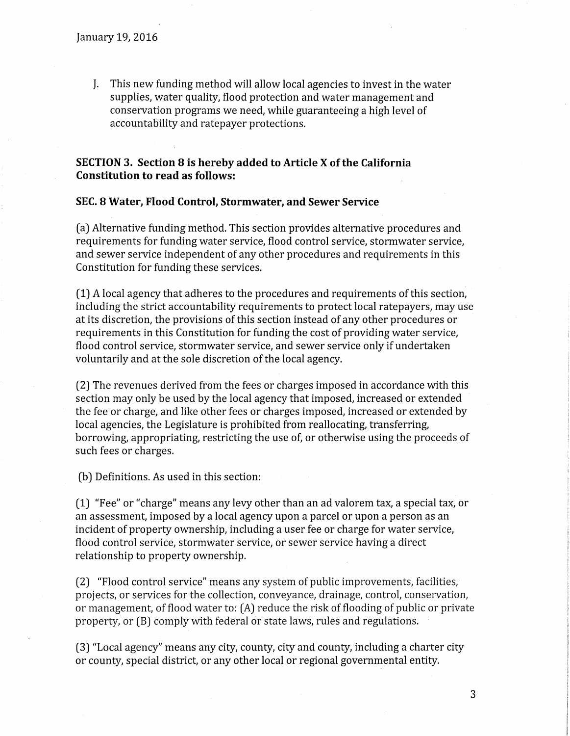January 19, 2016

J. This new funding method will allow local agencies to invest in the water supplies, water quality, flood protection and water management and conservation programs we need, while guaranteeing a high level of accountability and ratepayer protections.

**SECTION 3. Section 8 is hereby added to Article X of the California Constitution to read as follows:**

**SEC. 8 Water, Flood Control, Stormwater, and Sewer Service**

(a) Alternative funding method. This section provides alternative procedures and requirements for funding water service, flood control service, stormwater service, and sewer service independent of any other procedures and requirements in this Constitution for funding these services.

(1) A local agency that adheres to the procedures and requirements of this section, including the strict accountability requirements to protect local ratepayers, may use at its discretion, the provisions of this section instead of any other procedures or requirements in this Constitution for funding the cost of providing water service, flood control service, stormwater service, and sewer service only if undertaken voluntarily and at the sole discretion of the local agency.

(2) The revenues derived from the fees or charges imposed in accordance with this section may only be used by the local agency that imposed, increased or extended the fee or charge, and like other fees or charges imposed, increased or extended by local agencies, the Legislature is prohibited from reallocating, transferring, borrowing, appropriating, restricting the use of, or otherwise using the proceeds of such fees or charges.

(b) Definitions. As used in this section:

(1) "Fee" or "charge" means any levy other than an ad valorem tax, a special tax, or an assessment, imposed by a local agency upon a parcel or upon a person as an incident of property ownership, including a user fee or charge for water service, flood control service, stormwater service, or sewer service having a direct relationship to property ownership.

(2) "Flood control service" means any system of public improvements, facilities, projects, or services for the collection, conveyance, drainage, control, conservation, or management, of flood water to: (A) reduce the risk of flooding of public or private property, or (B) comply with federal or state laws, rules and regulations.

(3) "Local agency" means any city, county, city and county, including a charter city or county, special district, or any other local or regional governmental entity.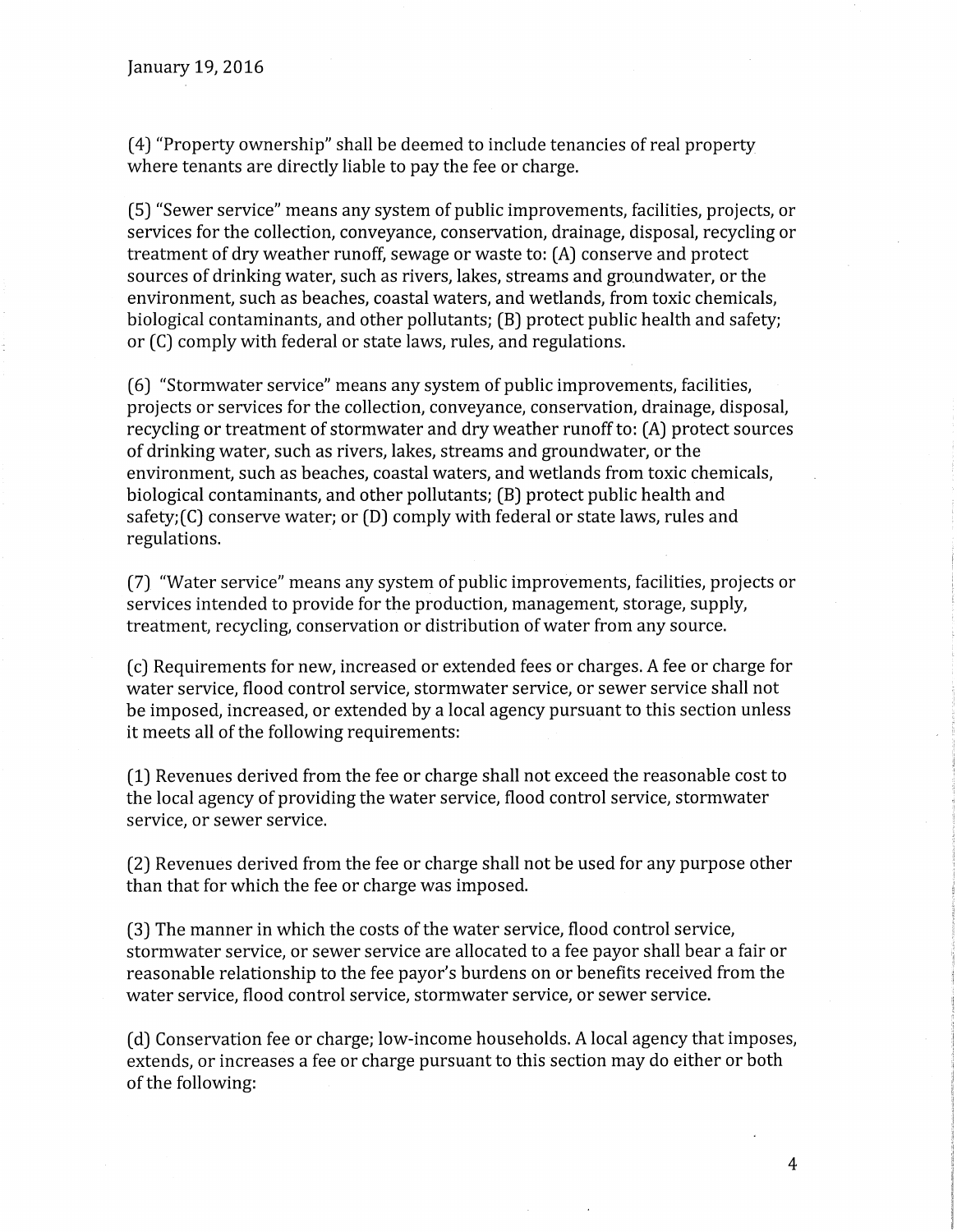(4) "Property ownership" shall be deemed to include tenancies of real property where tenants are directly liable to pay the fee or charge.

(5) "Sewer service" means any system of public improvements, facilities, projects, or services for the collection, conveyance, conservation, drainage, disposal, recycling or treatment of dry weather runoff, sewage or waste to: (A) conserve and protect sources of drinking water, such as rivers, lakes, streams and groundwater, or the environment, such as beaches, coastal waters, and wetlands, from toxic chemicals, biological contaminants, and other pollutants; (B) protect public health and safety; or (C) comply with federal or state laws, rules, and regulations.

(6) "Stormwater service" means any system of public improvements, facilities, projects or services for the collection, conveyance, conservation, drainage, disposal, recycling or treatment of stormwater and dry weather runoff to: (A) protect sources of drinking water, such as rivers, lakes, streams and groundwater, or the environment, such as beaches, coastal waters, and wetlands from toxic chemicals, biological contaminants, and other pollutants; (B) protect public health and safety;(C) conserve water; or (D) comply with federal or state laws, rules and regulations.

(7) "Water service" means any system of public improvements, facilities, projects or services intended to provide for the production, management, storage, supply, treatment, recycling, conservation or distribution of water from any source.

(c) Requirements for new, increased or extended fees or charges. A fee or charge for water service, flood control service, stormwater service, or sewer service shall not be imposed, increased, or extended by a local agency pursuant to this section unless it meets all of the following requirements:

(1) Revenues derived from the fee or charge shall not exceed the reasonable cost to the local agency of providing the water service, flood control service, stormwater service, or sewer service.

(2) Revenues derived from the fee or charge shall not be used for any purpose other than that for which the fee or charge was imposed.

(3) The manner in which the costs of the water service, flood control service, stormwater service, or sewer service are allocated to a fee payor shall bear a fair or reasonable relationship to the fee payor's burdens on or benefits received from the water service, flood control service, stormwater service, or sewer service.

(d) Conservation fee or charge; low-income households. A local agency that imposes, extends, or increases a fee or charge pursuant to this section may do either or both of the following: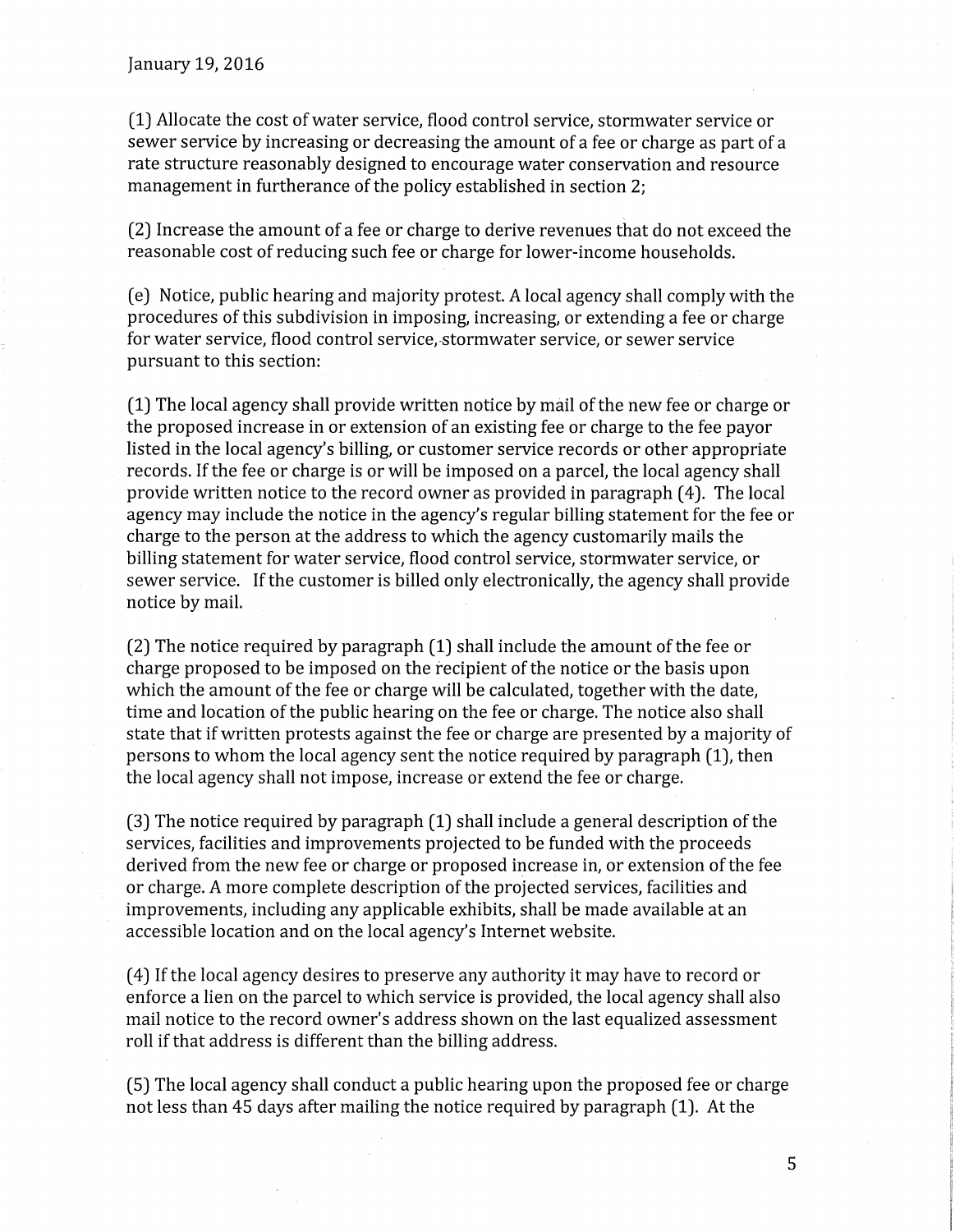January 19, 2016

(1) Allocate the cost of water service, flood control service, stormwater service or sewer service by increasing or decreasing the amount of a fee or charge as part of a rate structure reasonably designed to encourage water conservation and resource management in furtherance of the policy established in section 2;

(2) Increase the amount of a fee or charge to derive revenues that do not exceed the reasonable cost of reducing such fee or charge for lower-income households.

(e) Notice, public hearing and majority protest. A local agency shall comply with the procedures of this subdivision in imposing, increasing, or extending a fee or charge for water service, flood control service, stormwater service, or sewer service pursuant to this section:

(1) The local agency shall provide written notice by mail of the new fee or charge or the proposed increase in or extension of an existing fee or charge to the fee payor listed in the local agency's billing, or customer service records or other appropriate records. If the fee or charge is or will be imposed on a parcel, the local agency shall provide written notice to the record owner as provided in paragraph (4). The local agency may include the notice in the agency's regular billing statement for the fee or charge to the person at the address to which the agency customarily mails the billing statement for water service, flood control service, stormwater service, or sewer service. If the customer is billed only electronically, the agency shall provide notice by mail.

(2) The notice required by paragraph (1) shall include the amount of the fee or charge proposed to be imposed on the recipient of the notice or the basis upon which the amount of the fee or charge will be calculated, together with the date, time and location of the public hearing on the fee or charge. The notice also shall state that if written protests against the fee or charge are presented by a majority of persons to whom the local agency sent the notice required by paragraph (1), then the local agency shall not impose, increase or extend the fee or charge.

(3) The notice required by paragraph (1) shall include a general description of the services, facilities and improvements projected to be funded with the proceeds derived from the new fee or charge or proposed increase in, or extension of the fee or charge. A more complete description of the projected services, facilities and improvements, including any applicable exhibits, shall be made available at an accessible location and on the local agency's Internet website.

(4) If the local agency desires to preserve any authority it may have to record or enforce a lien on the parcel to which service is provided, the local agency shall also mail notice to the record owner's address shown on the last equalized assessment roll if that address is different than the billing address.

(5) The local agency shall conduct a public hearing upon the proposed fee or charge not less than 45 days after mailing the notice required by paragraph (1). At the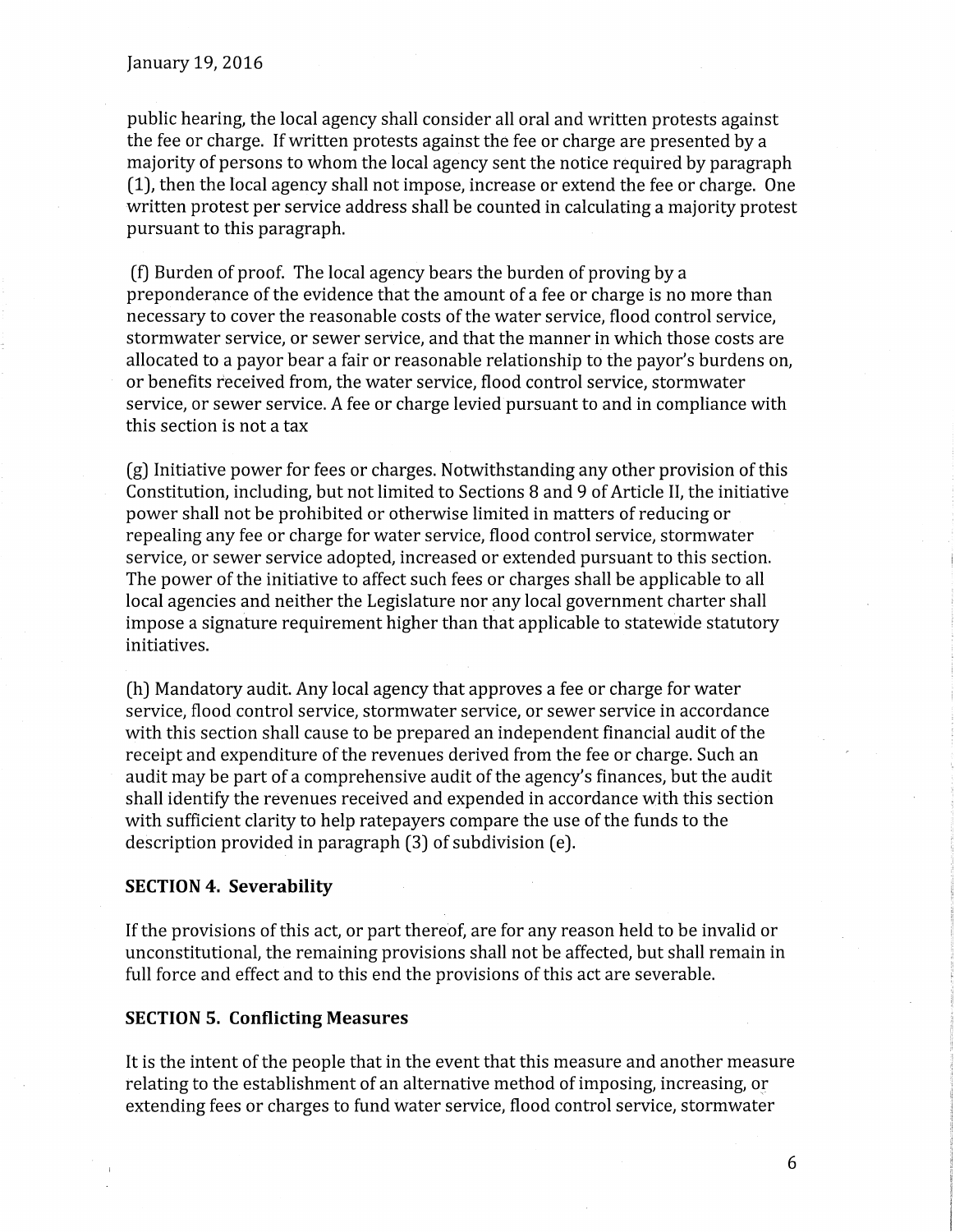public hearing, the local agency shall consider all oral and written protests against the fee or charge. If written protests against the fee or charge are presented by a majority of persons to whom the local agency sent the notice required by paragraph (1), then the local agency shall not impose, increase or extend the fee or charge. One written protest per service address shall be counted in calculating a majority protest pursuant to this paragraph.

(f) Burden of proof. The local agency bears the burden of proving by a preponderance of the evidence that the amount of a fee or charge is no more than necessary to cover the reasonable costs of the water service, flood control service, stormwater service, or sewer service, and that the manner in which those costs are allocated to a payor bear a fair or reasonable relationship to the payor's burdens on, or benefits received from, the water service, flood control service, stormwater service, or sewer service. A fee or charge levied pursuant to and in compliance with this section is not a tax

(g) Initiative power for fees or charges. Notwithstanding any other provision of this Constitution, including, but not limited to Sections 8 and 9 of Article II, the initiative power shall not be prohibited or otherwise limited in matters of reducing or repealing any fee or charge for water service, flood control service, stormwater service, or sewer service adopted, increased or extended pursuant to this section. The power of the initiative to affect such fees or charges shall be applicable to all local agencies and neither the Legislature nor any local government charter shall impose a signature requirement higher than that applicable to statewide statutory initiatives.

(h) Mandatory audit. Any local agency that approves a fee or charge for water service, flood control service, stormwater service, or sewer service in accordance with this section shall cause to be prepared an independent financial audit of the receipt and expenditure of the revenues derived from the fee or charge. Such an audit may be part of a comprehensive audit of the agency's finances, but the audit shall identify the revenues received and expended in accordance with this section with sufficient clarity to help ratepayers compare the use of the funds to the description provided in paragraph (3) of subdivision (e).

**SECTION 4. Severability**

If the provisions of this act, or part thereof, are for any reason held to be invalid or unconstitutional, the remaining provisions shall not be affected, but shall remain in full force and effect and to this end the provisions of this act are severable.

**SECTION 5. Conflicting Measures**

It is the intent of the people that in the event that this measure and another measure relating to the establishment of an alternative method of imposing, increasing, or extending fees or charges to fund water service, flood control service, stormwater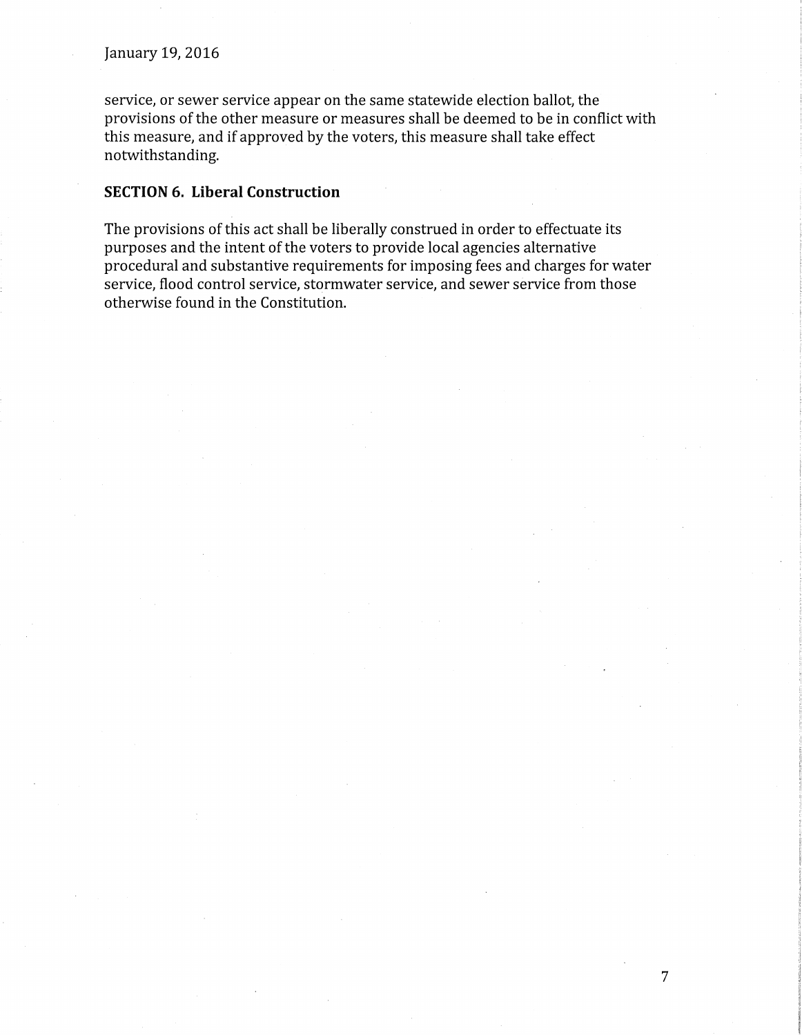service, or sewer service appear on the same statewide election ballot, the provisions of the other measure or measures shall be deemed to be in conflict with this measure, and if approved by the voters, this measure shall take effect notwithstanding.

**SECTION 6. Liberal Construction**

The provisions of this act shall be liberally construed in order to effectuate its purposes and the intent of the voters to provide local agencies alternative procedural and substantive requirements for imposing fees and charges for water service, flood control service, stormwater service, and sewer service from those otherwise found in the Constitution.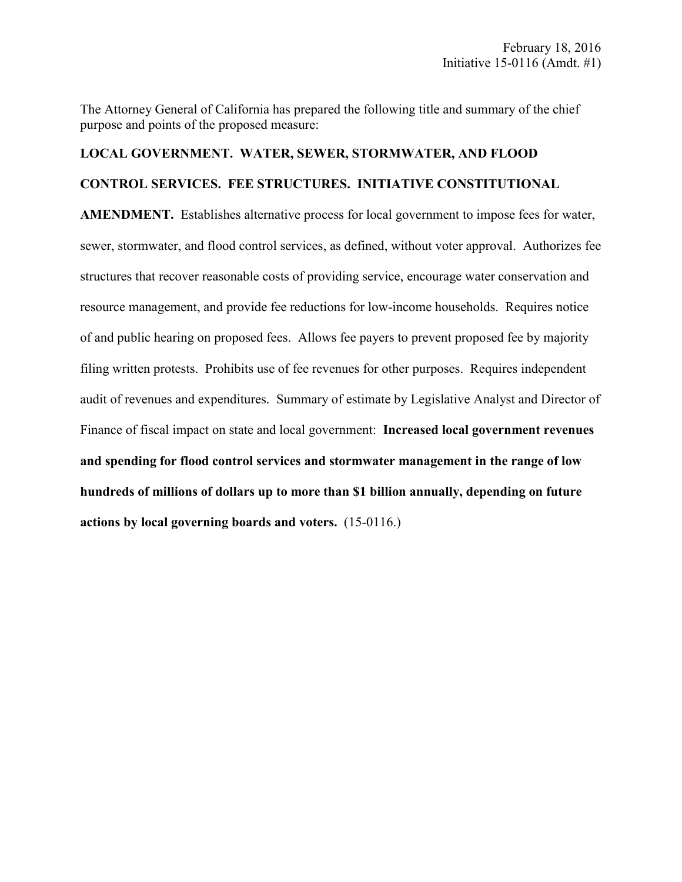February 18, 2016
Initiative 15-0116 (Amdt. #1)

The Attorney General of California has prepared the following title and summary of the chief purpose and points of the proposed measure:

**LOCAL GOVERNMENT. WATER, SEWER, STORMWATER, AND FLOOD CONTROL SERVICES. FEE STRUCTURES. INITIATIVE CONSTITUTIONAL AMENDMENT.** Establishes alternative process for local government to impose fees for water, sewer, stormwater, and flood control services, as defined, without voter approval. Authorizes fee structures that recover reasonable costs of providing service, encourage water conservation and resource management, and provide fee reductions for low-income households. Requires notice of and public hearing on proposed fees. Allows fee payers to prevent proposed fee by majority filing written protests. Prohibits use of fee revenues for other purposes. Requires independent audit of revenues and expenditures. Summary of estimate by Legislative Analyst and Director of Finance of fiscal impact on state and local government: **Increased local government revenues and spending for flood control services and stormwater management in the range of low hundreds of millions of dollars up to more than $1 billion annually, depending on future actions by local governing boards and voters.** (15-0116.)